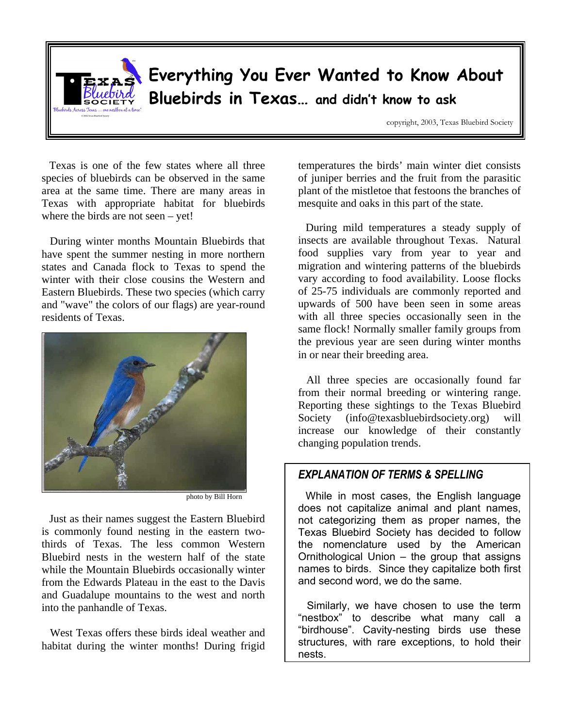# Everything You Ever Wanted to Know About Bluebirds in Texas… and didn't know to ask

copyright, 2003, Texas Bluebird Society

Texas is one of the few states where all three species of bluebirds can be observed in the same area at the same time. There are many areas in Texas with appropriate habitat for bluebirds where the birds are not seen – yet!

During winter months Mountain Bluebirds that have spent the summer nesting in more northern states and Canada flock to Texas to spend the winter with their close cousins the Western and Eastern Bluebirds. These two species (which carry and "wave" the colors of our flags) are year-round residents of Texas.

photo by Bill Horn

Just as their names suggest the Eastern Bluebird is commonly found nesting in the eastern two-thirds of Texas. The less common Western Bluebird nests in the western half of the state while the Mountain Bluebirds occasionally winter from the Edwards Plateau in the east to the Davis and Guadalupe mountains to the west and north into the panhandle of Texas.

West Texas offers these birds ideal weather and habitat during the winter months! During frigid temperatures the birds' main winter diet consists of juniper berries and the fruit from the parasitic plant of the mistletoe that festoons the branches of mesquite and oaks in this part of the state.

During mild temperatures a steady supply of insects are available throughout Texas. Natural food supplies vary from year to year and migration and wintering patterns of the bluebirds vary according to food availability. Loose flocks of 25-75 individuals are commonly reported and upwards of 500 have been seen in some areas with all three species occasionally seen in the same flock! Normally smaller family groups from the previous year are seen during winter months in or near their breeding area.

All three species are occasionally found far from their normal breeding or wintering range. Reporting these sightings to the Texas Bluebird Society (info@texasbluebirdsociety.org) will increase our knowledge of their constantly changing population trends.

## *EXPLANATION OF TERMS & SPELLING*

While in most cases, the English language does not capitalize animal and plant names, not categorizing them as proper names, the Texas Bluebird Society has decided to follow the nomenclature used by the American Ornithological Union – the group that assigns names to birds. Since they capitalize both first and second word, we do the same.

Similarly, we have chosen to use the term "nestbox" to describe what many call a "birdhouse". Cavity-nesting birds use these structures, with rare exceptions, to hold their nests.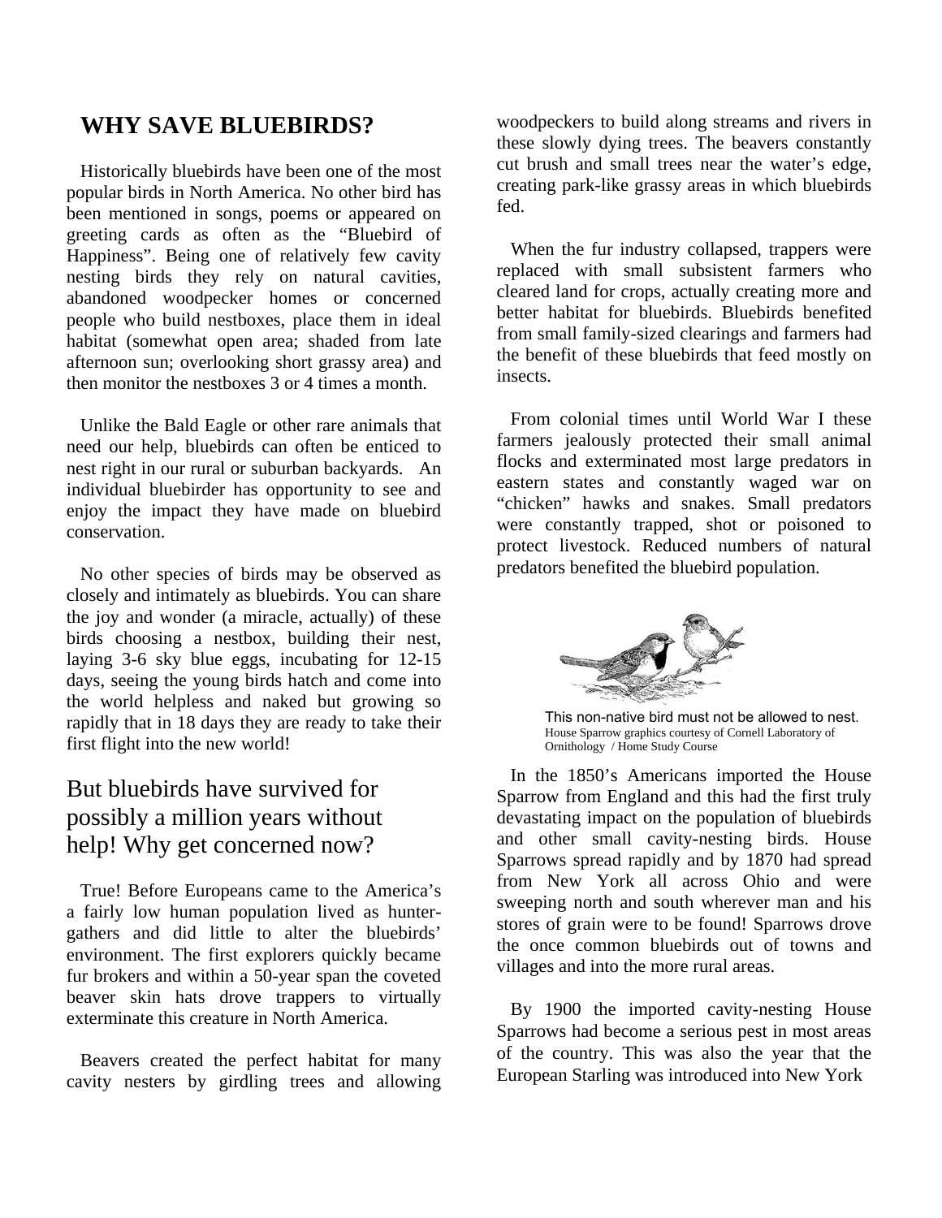## WHY SAVE BLUEBIRDS?

Historically bluebirds have been one of the most popular birds in North America. No other bird has been mentioned in songs, poems or appeared on greeting cards as often as the "Bluebird of Happiness". Being one of relatively few cavity nesting birds they rely on natural cavities, abandoned woodpecker homes or concerned people who build nestboxes, place them in ideal habitat (somewhat open area; shaded from late afternoon sun; overlooking short grassy area) and then monitor the nestboxes 3 or 4 times a month.

Unlike the Bald Eagle or other rare animals that need our help, bluebirds can often be enticed to nest right in our rural or suburban backyards. An individual bluebirder has opportunity to see and enjoy the impact they have made on bluebird conservation.

No other species of birds may be observed as closely and intimately as bluebirds. You can share the joy and wonder (a miracle, actually) of these birds choosing a nestbox, building their nest, laying 3-6 sky blue eggs, incubating for 12-15 days, seeing the young birds hatch and come into the world helpless and naked but growing so rapidly that in 18 days they are ready to take their first flight into the new world!

## But bluebirds have survived for possibly a million years without help! Why get concerned now?

True! Before Europeans came to the America's a fairly low human population lived as hunter-gathers and did little to alter the bluebirds' environment. The first explorers quickly became fur brokers and within a 50-year span the coveted beaver skin hats drove trappers to virtually exterminate this creature in North America.

Beavers created the perfect habitat for many cavity nesters by girdling trees and allowing woodpeckers to build along streams and rivers in these slowly dying trees. The beavers constantly cut brush and small trees near the water's edge, creating park-like grassy areas in which bluebirds fed.

When the fur industry collapsed, trappers were replaced with small subsistent farmers who cleared land for crops, actually creating more and better habitat for bluebirds. Bluebirds benefited from small family-sized clearings and farmers had the benefit of these bluebirds that feed mostly on insects.

From colonial times until World War I these farmers jealously protected their small animal flocks and exterminated most large predators in eastern states and constantly waged war on "chicken" hawks and snakes. Small predators were constantly trapped, shot or poisoned to protect livestock. Reduced numbers of natural predators benefited the bluebird population.

This non-native bird must not be allowed to nest.
House Sparrow graphics courtesy of Cornell Laboratory of Ornithology / Home Study Course

In the 1850's Americans imported the House Sparrow from England and this had the first truly devastating impact on the population of bluebirds and other small cavity-nesting birds. House Sparrows spread rapidly and by 1870 had spread from New York all across Ohio and were sweeping north and south wherever man and his stores of grain were to be found! Sparrows drove the once common bluebirds out of towns and villages and into the more rural areas.

By 1900 the imported cavity-nesting House Sparrows had become a serious pest in most areas of the country. This was also the year that the European Starling was introduced into New York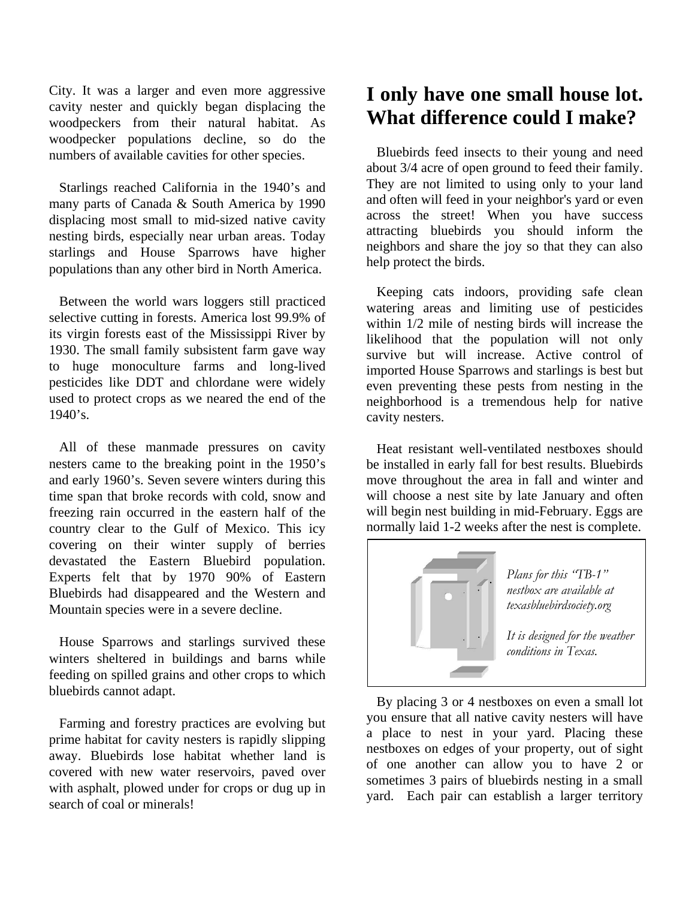City. It was a larger and even more aggressive cavity nester and quickly began displacing the woodpeckers from their natural habitat. As woodpecker populations decline, so do the numbers of available cavities for other species.

Starlings reached California in the 1940's and many parts of Canada & South America by 1990 displacing most small to mid-sized native cavity nesting birds, especially near urban areas. Today starlings and House Sparrows have higher populations than any other bird in North America.

Between the world wars loggers still practiced selective cutting in forests. America lost 99.9% of its virgin forests east of the Mississippi River by 1930. The small family subsistent farm gave way to huge monoculture farms and long-lived pesticides like DDT and chlordane were widely used to protect crops as we neared the end of the 1940's.

All of these manmade pressures on cavity nesters came to the breaking point in the 1950's and early 1960's. Seven severe winters during this time span that broke records with cold, snow and freezing rain occurred in the eastern half of the country clear to the Gulf of Mexico. This icy covering on their winter supply of berries devastated the Eastern Bluebird population. Experts felt that by 1970 90% of Eastern Bluebirds had disappeared and the Western and Mountain species were in a severe decline.

House Sparrows and starlings survived these winters sheltered in buildings and barns while feeding on spilled grains and other crops to which bluebirds cannot adapt.

Farming and forestry practices are evolving but prime habitat for cavity nesters is rapidly slipping away. Bluebirds lose habitat whether land is covered with new water reservoirs, paved over with asphalt, plowed under for crops or dug up in search of coal or minerals!

## I only have one small house lot. What difference could I make?

Bluebirds feed insects to their young and need about 3/4 acre of open ground to feed their family. They are not limited to using only to your land and often will feed in your neighbor's yard or even across the street! When you have success attracting bluebirds you should inform the neighbors and share the joy so that they can also help protect the birds.

Keeping cats indoors, providing safe clean watering areas and limiting use of pesticides within 1/2 mile of nesting birds will increase the likelihood that the population will not only survive but will increase. Active control of imported House Sparrows and starlings is best but even preventing these pests from nesting in the neighborhood is a tremendous help for native cavity nesters.

Heat resistant well-ventilated nestboxes should be installed in early fall for best results. Bluebirds move throughout the area in fall and winter and will choose a nest site by late January and often will begin nest building in mid-February. Eggs are normally laid 1-2 weeks after the nest is complete.

*Plans for this "TB-1" nestbox are available at texasbluebirdsociety.org*

*It is designed for the weather conditions in Texas.*

By placing 3 or 4 nestboxes on even a small lot you ensure that all native cavity nesters will have a place to nest in your yard. Placing these nestboxes on edges of your property, out of sight of one another can allow you to have 2 or sometimes 3 pairs of bluebirds nesting in a small yard. Each pair can establish a larger territory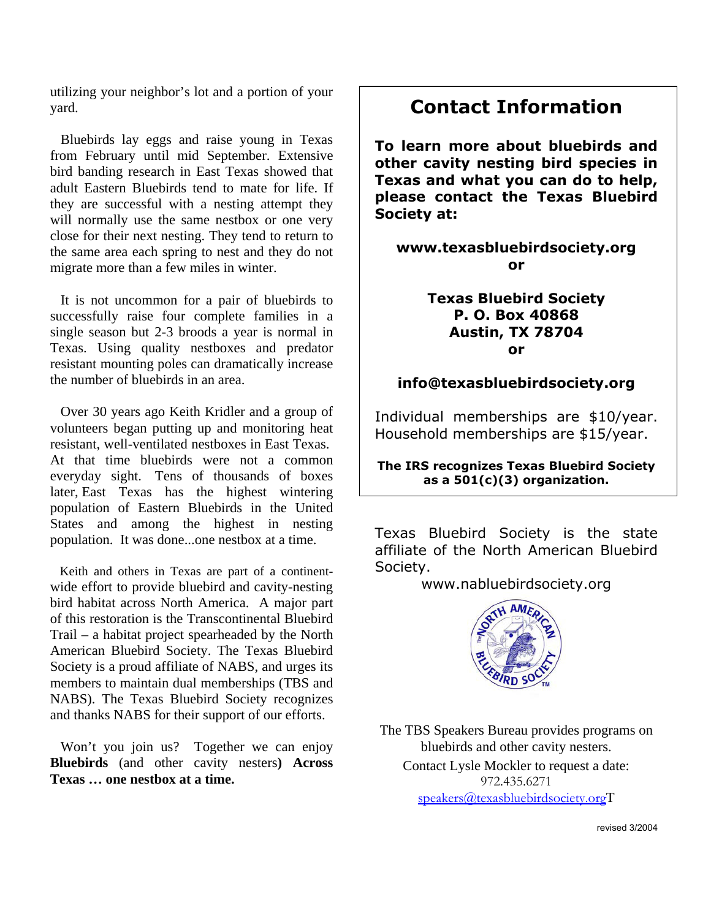utilizing your neighbor's lot and a portion of your yard.

Bluebirds lay eggs and raise young in Texas from February until mid September. Extensive bird banding research in East Texas showed that adult Eastern Bluebirds tend to mate for life. If they are successful with a nesting attempt they will normally use the same nestbox or one very close for their next nesting. They tend to return to the same area each spring to nest and they do not migrate more than a few miles in winter.

It is not uncommon for a pair of bluebirds to successfully raise four complete families in a single season but 2-3 broods a year is normal in Texas. Using quality nestboxes and predator resistant mounting poles can dramatically increase the number of bluebirds in an area.

Over 30 years ago Keith Kridler and a group of volunteers began putting up and monitoring heat resistant, well-ventilated nestboxes in East Texas. At that time bluebirds were not a common everyday sight. Tens of thousands of boxes later, East Texas has the highest wintering population of Eastern Bluebirds in the United States and among the highest in nesting population. It was done...one nestbox at a time.

Keith and others in Texas are part of a continent-wide effort to provide bluebird and cavity-nesting bird habitat across North America. A major part of this restoration is the Transcontinental Bluebird Trail – a habitat project spearheaded by the North American Bluebird Society. The Texas Bluebird Society is a proud affiliate of NABS, and urges its members to maintain dual memberships (TBS and NABS). The Texas Bluebird Society recognizes and thanks NABS for their support of our efforts.

Won't you join us? Together we can enjoy **Bluebirds** (and other cavity nesters**) Across Texas … one nestbox at a time.**

## Contact Information

**To learn more about bluebirds and other cavity nesting bird species in Texas and what you can do to help, please contact the Texas Bluebird Society at:**

**www.texasbluebirdsociety.org**
**or**

**Texas Bluebird Society**
**P. O. Box 40868**
**Austin, TX 78704**
**or**

**info@texasbluebirdsociety.org**

Individual memberships are $10/year. Household memberships are $15/year.

**The IRS recognizes Texas Bluebird Society as a 501(c)(3) organization.**

Texas Bluebird Society is the state affiliate of the North American Bluebird Society.

www.nabluebirdsociety.org

The TBS Speakers Bureau provides programs on bluebirds and other cavity nesters.

Contact Lysle Mockler to request a date:
972.435.6271
speakers@texasbluebirdsociety.orgT

revised 3/2004